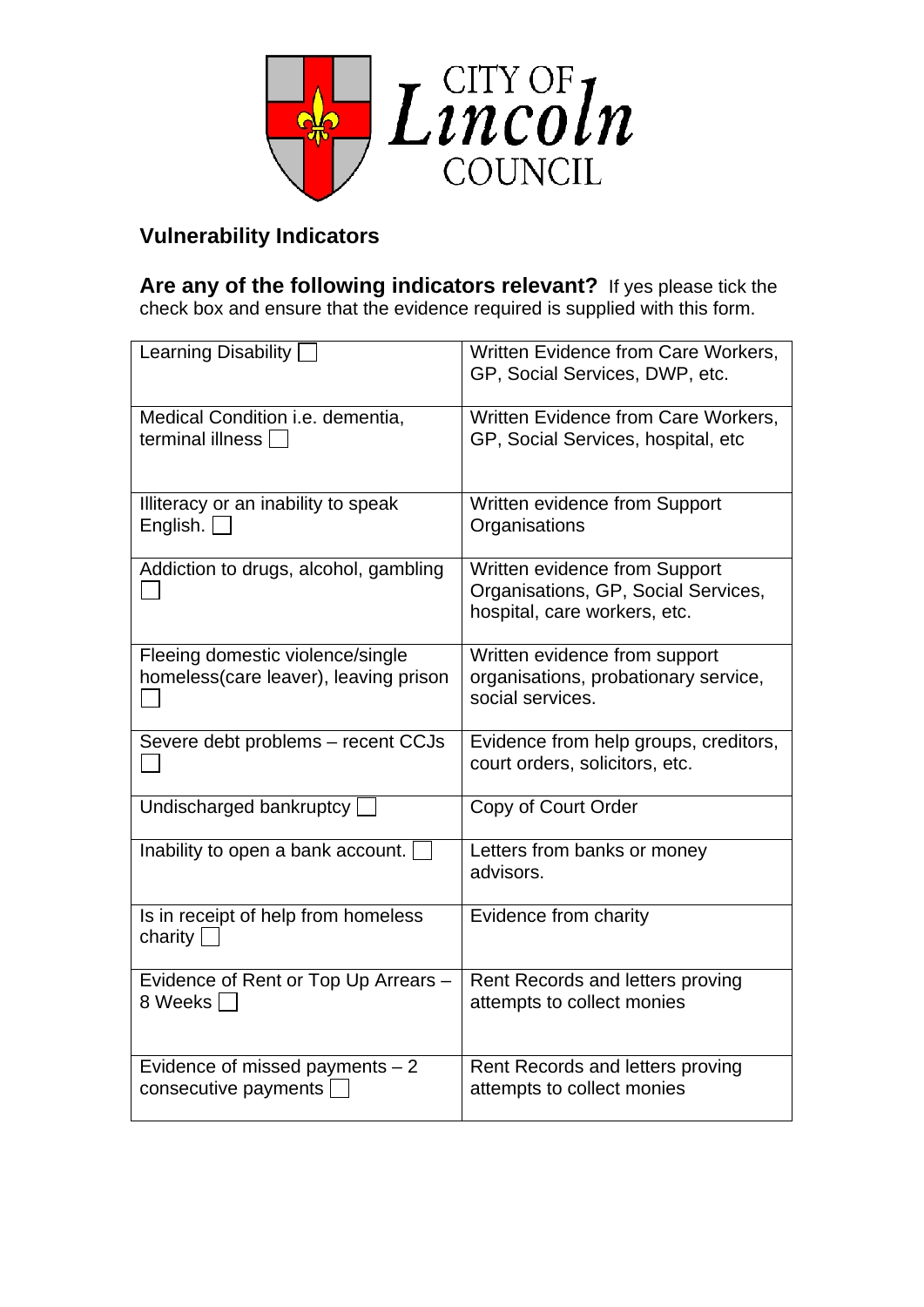CITY OF Lincoln COUNCIL

## Vulnerability Indicators

**Are any of the following indicators relevant?** If yes please tick the check box and ensure that the evidence required is supplied with this form.

| | |
|---|---|
| Learning Disability ☐ | Written Evidence from Care Workers, GP, Social Services, DWP, etc. |
| Medical Condition i.e. dementia, terminal illness ☐ | Written Evidence from Care Workers, GP, Social Services, hospital, etc |
| Illiteracy or an inability to speak English. ☐ | Written evidence from Support Organisations |
| Addiction to drugs, alcohol, gambling ☐ | Written evidence from Support Organisations, GP, Social Services, hospital, care workers, etc. |
| Fleeing domestic violence/single homeless(care leaver), leaving prison ☐ | Written evidence from support organisations, probationary service, social services. |
| Severe debt problems – recent CCJs ☐ | Evidence from help groups, creditors, court orders, solicitors, etc. |
| Undischarged bankruptcy ☐ | Copy of Court Order |
| Inability to open a bank account. ☐ | Letters from banks or money advisors. |
| Is in receipt of help from homeless charity ☐ | Evidence from charity |
| Evidence of Rent or Top Up Arrears – 8 Weeks ☐ | Rent Records and letters proving attempts to collect monies |
| Evidence of missed payments – 2 consecutive payments ☐ | Rent Records and letters proving attempts to collect monies |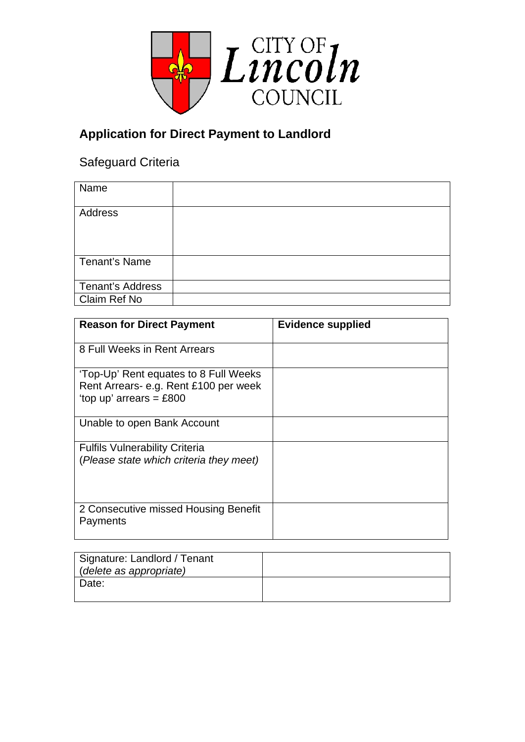CITY OF Lincoln COUNCIL

## Application for Direct Payment to Landlord

Safeguard Criteria

| | |
|---|---|
| Name | |
| Address | |
| Tenant's Name | |
| Tenant's Address | |
| Claim Ref No | |

| **Reason for Direct Payment** | **Evidence supplied** |
|---|---|
| 8 Full Weeks in Rent Arrears | |
| 'Top-Up' Rent equates to 8 Full Weeks Rent Arrears- e.g. Rent £100 per week 'top up' arrears = £800 | |
| Unable to open Bank Account | |
| Fulfils Vulnerability Criteria (*Please state which criteria they meet)* | |
| 2 Consecutive missed Housing Benefit Payments | |

| | |
|---|---|
| Signature: Landlord / Tenant (*delete as appropriate)* | |
| Date: | |